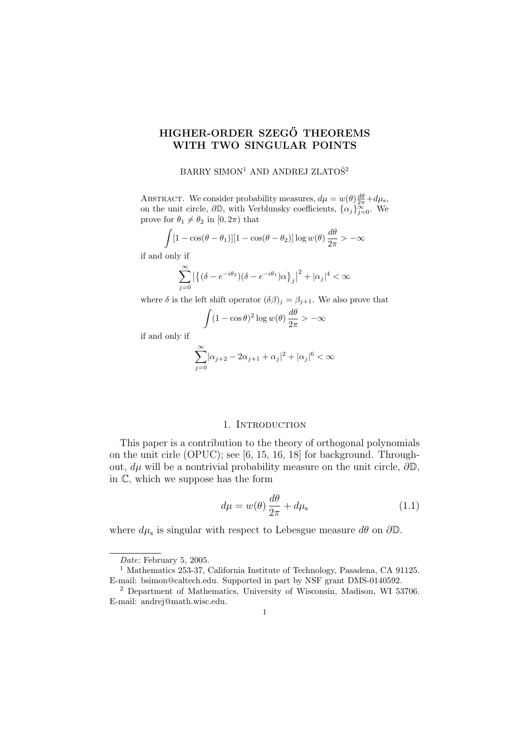# HIGHER-ORDER SZEGŐ THEOREMS WITH TWO SINGULAR POINTS

BARRY SIMON[1] AND ANDREJ ZLATOŠ[2]

Abstract. We consider probability measures, $d\mu = w(\theta)\frac{d\theta}{2\pi} + d\mu_{\rm s}$, on the unit circle, $\partial\mathbb{D}$, with Verblunsky coefficients, $\{\alpha_j\}_{j=0}^\infty$. We prove for $\theta_1 \neq \theta_2$ in $[0, 2\pi)$ that

$$\int [1-\cos(\theta-\theta_1)][1-\cos(\theta-\theta_2)] \log w(\theta)\,\frac{d\theta}{2\pi} > -\infty$$

if and only if

$$\sum_{j=0}^\infty \bigl|\bigl\{(\delta - e^{-i\theta_2})(\delta - e^{-i\theta_1})\alpha\bigr\}_j\bigr|^2 + |\alpha_j|^4 < \infty$$

where $\delta$ is the left shift operator $(\delta\beta)_j = \beta_{j+1}$. We also prove that

$$\int (1-\cos\theta)^2 \log w(\theta)\,\frac{d\theta}{2\pi} > -\infty$$

if and only if

$$\sum_{j=0}^\infty |\alpha_{j+2} - 2\alpha_{j+1} + \alpha_j|^2 + |\alpha_j|^6 < \infty$$

## 1. Introduction

This paper is a contribution to the theory of orthogonal polynomials on the unit cirle (OPUC); see [6, 15, 16, 18] for background. Throughout, $d\mu$ will be a nontrivial probability measure on the unit circle, $\partial\mathbb{D}$, in $\mathbb{C}$, which we suppose has the form

$$d\mu = w(\theta)\,\frac{d\theta}{2\pi} + d\mu_{\rm s} \tag{1.1}$$

where $d\mu_{\rm s}$ is singular with respect to Lebesgue measure $d\theta$ on $\partial\mathbb{D}$.

---

*Date*: February 5, 2005.

[1] Mathematics 253-37, California Institute of Technology, Pasadena, CA 91125. E-mail: bsimon@caltech.edu. Supported in part by NSF grant DMS-0140592.

[2] Department of Mathematics, University of Wisconsin, Madison, WI 53706. E-mail: andrej@math.wisc.edu.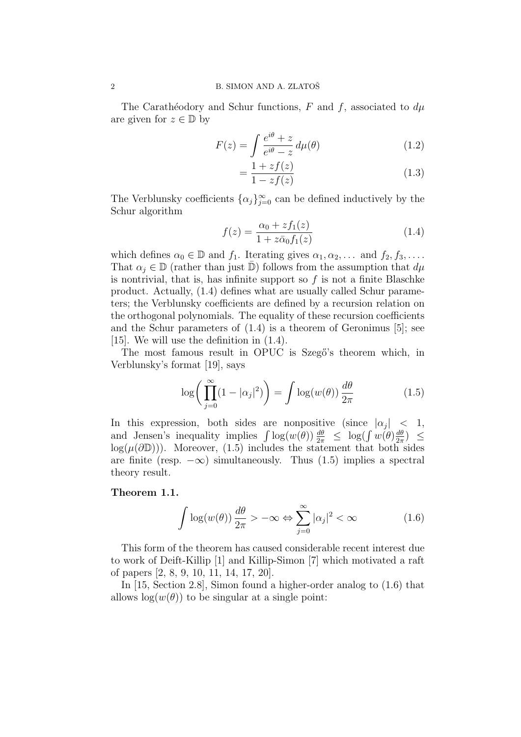The Carathéodory and Schur functions, $F$ and $f$, associated to $d\mu$ are given for $z \in \mathbb{D}$ by

$$F(z) = \int \frac{e^{i\theta} + z}{e^{i\theta} - z}\, d\mu(\theta) \tag{1.2}$$

$$= \frac{1 + zf(z)}{1 - zf(z)} \tag{1.3}$$

The Verblunsky coefficients $\{\alpha_j\}_{j=0}^{\infty}$ can be defined inductively by the Schur algorithm

$$f(z) = \frac{\alpha_0 + zf_1(z)}{1 + z\bar{\alpha}_0 f_1(z)} \tag{1.4}$$

which defines $\alpha_0 \in \mathbb{D}$ and $f_1$. Iterating gives $\alpha_1, \alpha_2, \dots$ and $f_2, f_3, \dots$. That $\alpha_j \in \mathbb{D}$ (rather than just $\bar{\mathbb{D}}$) follows from the assumption that $d\mu$ is nontrivial, that is, has infinite support so $f$ is not a finite Blaschke product. Actually, (1.4) defines what are usually called Schur parameters; the Verblunsky coefficients are defined by a recursion relation on the orthogonal polynomials. The equality of these recursion coefficients and the Schur parameters of (1.4) is a theorem of Geronimus [5]; see [15]. We will use the definition in (1.4).

The most famous result in OPUC is Szegő's theorem which, in Verblunsky's format [19], says

$$\log\biggl(\prod_{j=0}^{\infty}(1 - |\alpha_j|^2)\biggr) = \int \log(w(\theta))\, \frac{d\theta}{2\pi} \tag{1.5}$$

In this expression, both sides are nonpositive (since $|\alpha_j| < 1$, and Jensen's inequality implies $\int \log(w(\theta))\,\frac{d\theta}{2\pi} \leq \log(\int w(\theta)\frac{d\theta}{2\pi}) \leq \log(\mu(\partial\mathbb{D}))$). Moreover, (1.5) includes the statement that both sides are finite (resp. $-\infty$) simultaneously. Thus (1.5) implies a spectral theory result.

**Theorem 1.1.**

$$\int \log(w(\theta))\, \frac{d\theta}{2\pi} > -\infty \Leftrightarrow \sum_{j=0}^{\infty} |\alpha_j|^2 < \infty \tag{1.6}$$

This form of the theorem has caused considerable recent interest due to work of Deift-Killip [1] and Killip-Simon [7] which motivated a raft of papers [2, 8, 9, 10, 11, 14, 17, 20].

In [15, Section 2.8], Simon found a higher-order analog to (1.6) that allows $\log(w(\theta))$ to be singular at a single point: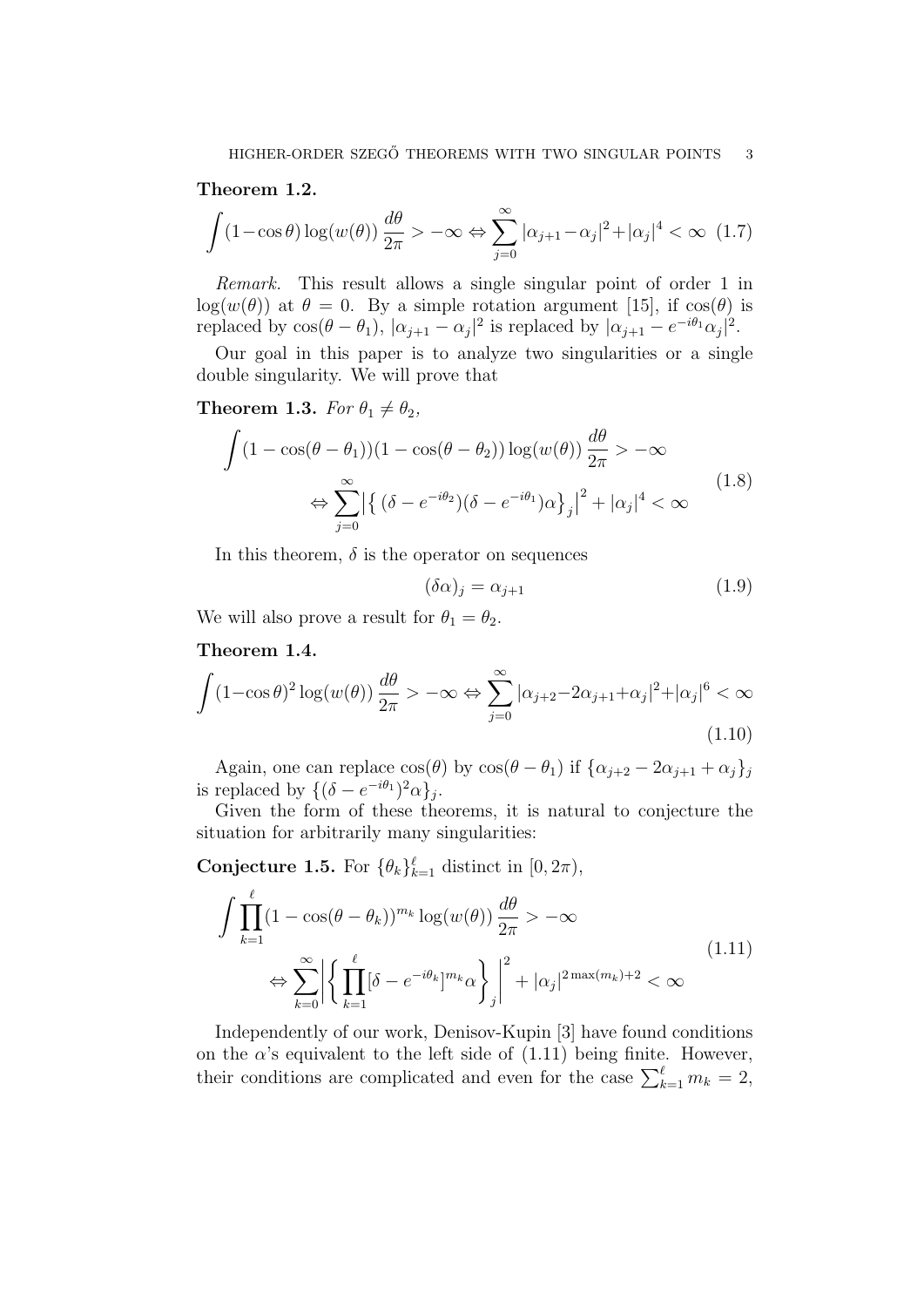**Theorem 1.2.**

$$\int (1-\cos\theta) \log(w(\theta)) \, \frac{d\theta}{2\pi} > -\infty \Leftrightarrow \sum_{j=0}^{\infty} |\alpha_{j+1} - \alpha_j|^2 + |\alpha_j|^4 < \infty \quad (1.7)$$

*Remark.* This result allows a single singular point of order 1 in $\log(w(\theta))$ at $\theta = 0$. By a simple rotation argument [15], if $\cos(\theta)$ is replaced by $\cos(\theta - \theta_1)$, $|\alpha_{j+1} - \alpha_j|^2$ is replaced by $|\alpha_{j+1} - e^{-i\theta_1}\alpha_j|^2$.

Our goal in this paper is to analyze two singularities or a single double singularity. We will prove that

**Theorem 1.3.** *For $\theta_1 \neq \theta_2$,*

$$\begin{aligned} \int (1 - \cos(\theta - \theta_1))(1 - \cos(\theta - \theta_2)) \log(w(\theta)) \, \frac{d\theta}{2\pi} > -\infty \\ \Leftrightarrow \sum_{j=0}^{\infty} \left| \left\{ (\delta - e^{-i\theta_2})(\delta - e^{-i\theta_1})\alpha \right\}_j \right|^2 + |\alpha_j|^4 < \infty \end{aligned} \quad (1.8)$$

In this theorem, $\delta$ is the operator on sequences

$$(\delta\alpha)_j = \alpha_{j+1} \quad (1.9)$$

We will also prove a result for $\theta_1 = \theta_2$.

**Theorem 1.4.**

$$\int (1-\cos\theta)^2 \log(w(\theta)) \, \frac{d\theta}{2\pi} > -\infty \Leftrightarrow \sum_{j=0}^{\infty} |\alpha_{j+2} - 2\alpha_{j+1} + \alpha_j|^2 + |\alpha_j|^6 < \infty \quad (1.10)$$

Again, one can replace $\cos(\theta)$ by $\cos(\theta - \theta_1)$ if $\{\alpha_{j+2} - 2\alpha_{j+1} + \alpha_j\}_j$ is replaced by $\{(\delta - e^{-i\theta_1})^2\alpha\}_j$.

Given the form of these theorems, it is natural to conjecture the situation for arbitrarily many singularities:

**Conjecture 1.5.** For $\{\theta_k\}_{k=1}^{\ell}$ distinct in $[0, 2\pi)$,

$$\begin{aligned} \int \prod_{k=1}^{\ell} (1 - \cos(\theta - \theta_k))^{m_k} \log(w(\theta)) \, \frac{d\theta}{2\pi} > -\infty \\ \Leftrightarrow \sum_{k=0}^{\infty} \left| \left\{ \prod_{k=1}^{\ell} [\delta - e^{-i\theta_k}]^{m_k} \alpha \right\}_j \right|^2 + |\alpha_j|^{2\max(m_k)+2} < \infty \end{aligned} \quad (1.11)$$

Independently of our work, Denisov-Kupin [3] have found conditions on the $\alpha$'s equivalent to the left side of (1.11) being finite. However, their conditions are complicated and even for the case $\sum_{k=1}^{\ell} m_k = 2$,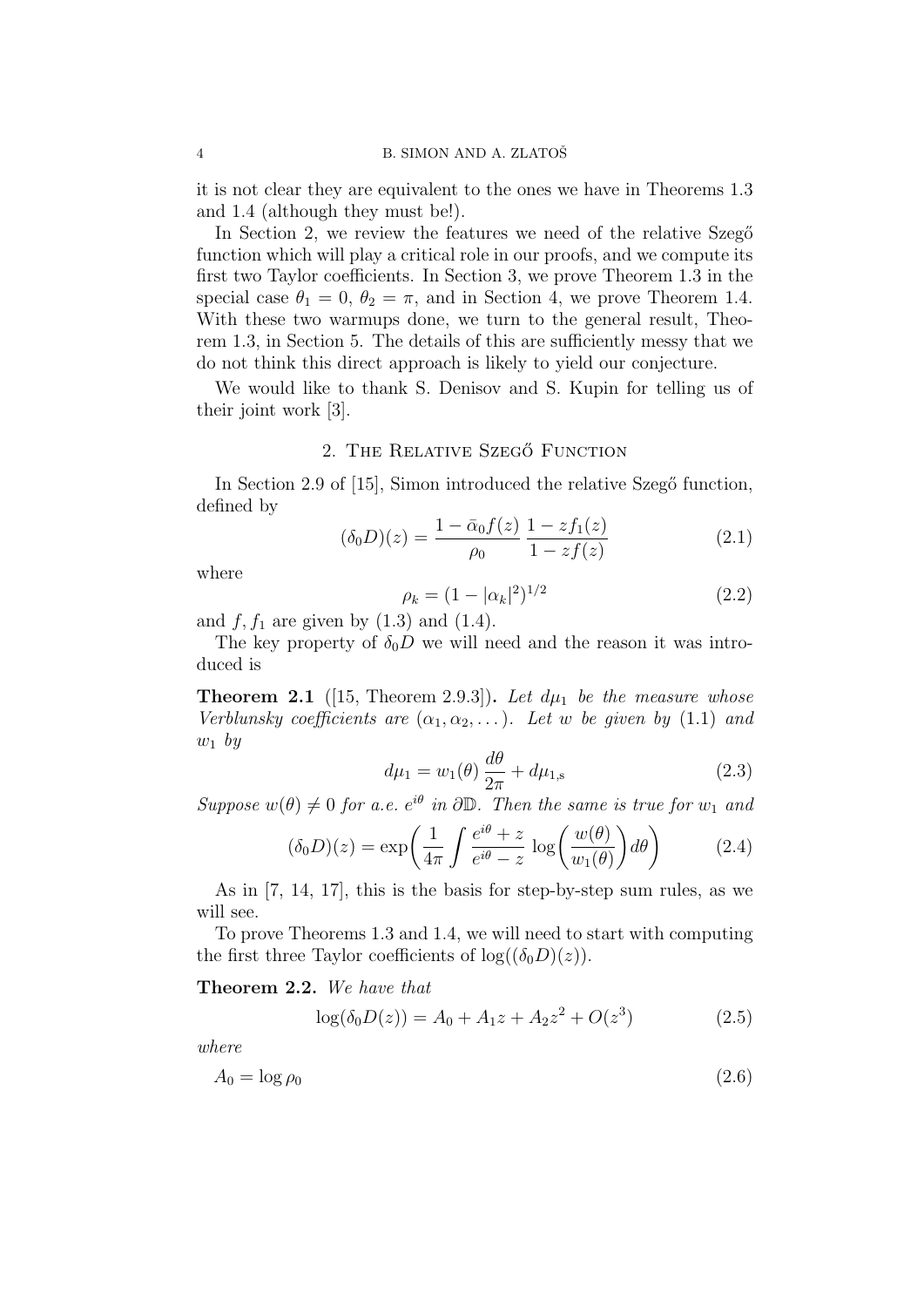it is not clear they are equivalent to the ones we have in Theorems 1.3 and 1.4 (although they must be!).

In Section 2, we review the features we need of the relative Szegő function which will play a critical role in our proofs, and we compute its first two Taylor coefficients. In Section 3, we prove Theorem 1.3 in the special case $\theta_1 = 0$, $\theta_2 = \pi$, and in Section 4, we prove Theorem 1.4. With these two warmups done, we turn to the general result, Theorem 1.3, in Section 5. The details of this are sufficiently messy that we do not think this direct approach is likely to yield our conjecture.

We would like to thank S. Denisov and S. Kupin for telling us of their joint work [3].

## 2. The Relative Szegő Function

In Section 2.9 of [15], Simon introduced the relative Szegő function, defined by

$$(\delta_0 D)(z) = \frac{1 - \bar{\alpha}_0 f(z)}{\rho_0} \, \frac{1 - z f_1(z)}{1 - z f(z)} \tag{2.1}$$

where

$$\rho_k = (1 - |\alpha_k|^2)^{1/2} \tag{2.2}$$

and $f, f_1$ are given by (1.3) and (1.4).

The key property of $\delta_0 D$ we will need and the reason it was introduced is

**Theorem 2.1** ([15, Theorem 2.9.3]). *Let $d\mu_1$ be the measure whose Verblunsky coefficients are $(\alpha_1, \alpha_2, \dots)$. Let $w$ be given by (1.1) and $w_1$ by*

$$d\mu_1 = w_1(\theta) \, \frac{d\theta}{2\pi} + d\mu_{1,\mathrm{s}} \tag{2.3}$$

*Suppose $w(\theta) \neq 0$ for a.e. $e^{i\theta}$ in $\partial\mathbb{D}$. Then the same is true for $w_1$ and*

$$(\delta_0 D)(z) = \exp\biggl( \frac{1}{4\pi} \int \frac{e^{i\theta} + z}{e^{i\theta} - z} \, \log\biggl( \frac{w(\theta)}{w_1(\theta)} \biggr) d\theta \biggr) \tag{2.4}$$

As in [7, 14, 17], this is the basis for step-by-step sum rules, as we will see.

To prove Theorems 1.3 and 1.4, we will need to start with computing the first three Taylor coefficients of $\log((\delta_0 D)(z))$.

**Theorem 2.2.** *We have that*

$$\log(\delta_0 D(z)) = A_0 + A_1 z + A_2 z^2 + O(z^3) \tag{2.5}$$

*where*

$$A_0 = \log \rho_0 \tag{2.6}$$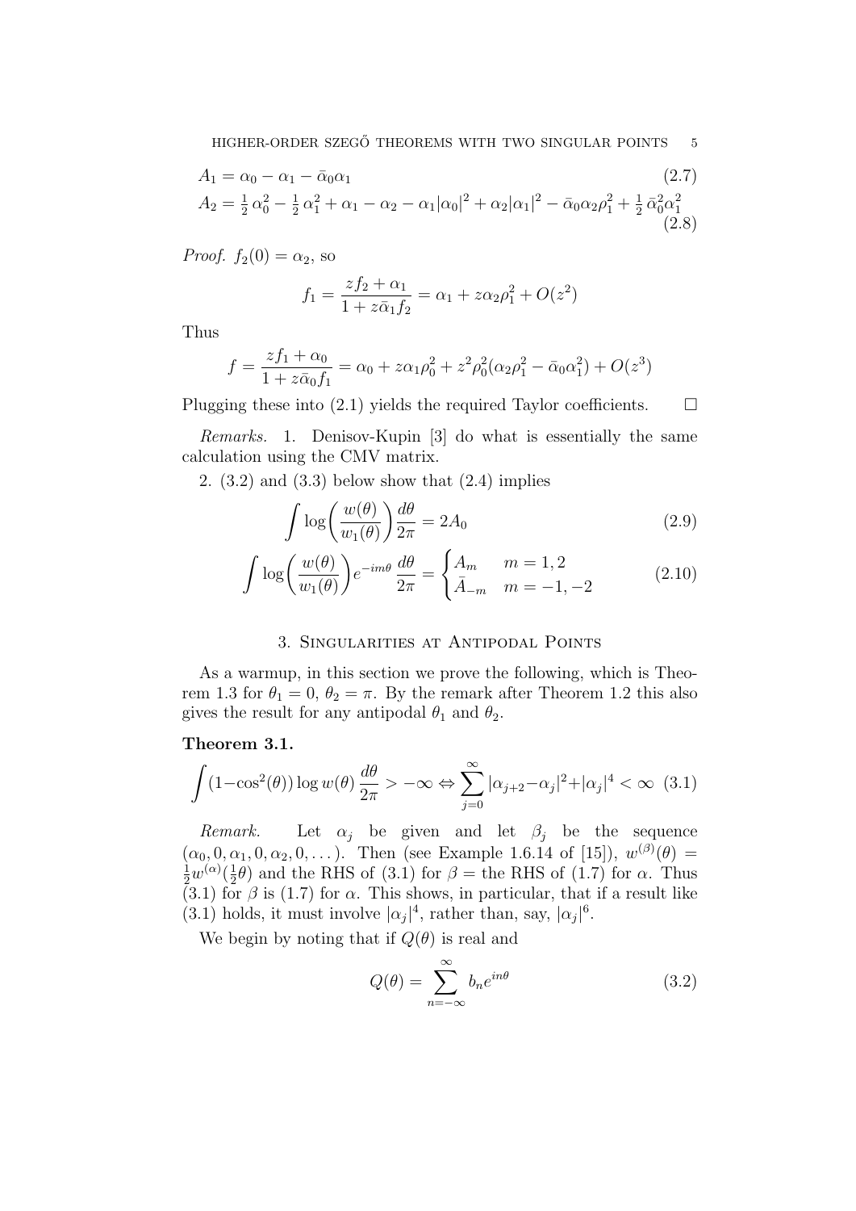$$A_1 = \alpha_0 - \alpha_1 - \bar{\alpha}_0\alpha_1 \tag{2.7}$$

$$A_2 = \tfrac{1}{2}\,\alpha_0^2 - \tfrac{1}{2}\,\alpha_1^2 + \alpha_1 - \alpha_2 - \alpha_1|\alpha_0|^2 + \alpha_2|\alpha_1|^2 - \bar{\alpha}_0\alpha_2\rho_1^2 + \tfrac{1}{2}\,\bar{\alpha}_0^2\alpha_1^2 \tag{2.8}$$

*Proof.* $f_2(0) = \alpha_2$, so

$$f_1 = \frac{zf_2 + \alpha_1}{1 + z\bar{\alpha}_1 f_2} = \alpha_1 + z\alpha_2\rho_1^2 + O(z^2)$$

Thus

$$f = \frac{zf_1 + \alpha_0}{1 + z\bar{\alpha}_0 f_1} = \alpha_0 + z\alpha_1\rho_0^2 + z^2\rho_0^2(\alpha_2\rho_1^2 - \bar{\alpha}_0\alpha_1^2) + O(z^3)$$

Plugging these into (2.1) yields the required Taylor coefficients. $\square$

*Remarks.* 1. Denisov-Kupin [3] do what is essentially the same calculation using the CMV matrix.

2. (3.2) and (3.3) below show that (2.4) implies

$$\int \log\biggl(\frac{w(\theta)}{w_1(\theta)}\biggr)\frac{d\theta}{2\pi} = 2A_0 \tag{2.9}$$

$$\int \log\biggl(\frac{w(\theta)}{w_1(\theta)}\biggr)e^{-im\theta}\,\frac{d\theta}{2\pi} = \begin{cases} A_m & m = 1,2 \\ \bar{A}_{-m} & m = -1,-2 \end{cases} \tag{2.10}$$

## 3. Singularities at Antipodal Points

As a warmup, in this section we prove the following, which is Theorem 1.3 for $\theta_1 = 0$, $\theta_2 = \pi$. By the remark after Theorem 1.2 this also gives the result for any antipodal $\theta_1$ and $\theta_2$.

**Theorem 3.1.**

$$\int (1-\cos^2(\theta))\log w(\theta)\,\frac{d\theta}{2\pi} > -\infty \Leftrightarrow \sum_{j=0}^{\infty} |\alpha_{j+2}-\alpha_j|^2 + |\alpha_j|^4 < \infty \tag{3.1}$$

*Remark.* Let $\alpha_j$ be given and let $\beta_j$ be the sequence $(\alpha_0, 0, \alpha_1, 0, \alpha_2, 0, \dots)$. Then (see Example 1.6.14 of [15]), $w^{(\beta)}(\theta) = \frac{1}{2}w^{(\alpha)}(\frac{1}{2}\theta)$ and the RHS of (3.1) for $\beta =$ the RHS of (1.7) for $\alpha$. Thus (3.1) for $\beta$ is (1.7) for $\alpha$. This shows, in particular, that if a result like (3.1) holds, it must involve $|\alpha_j|^4$, rather than, say, $|\alpha_j|^6$.

We begin by noting that if $Q(\theta)$ is real and

$$Q(\theta) = \sum_{n=-\infty}^{\infty} b_n e^{in\theta} \tag{3.2}$$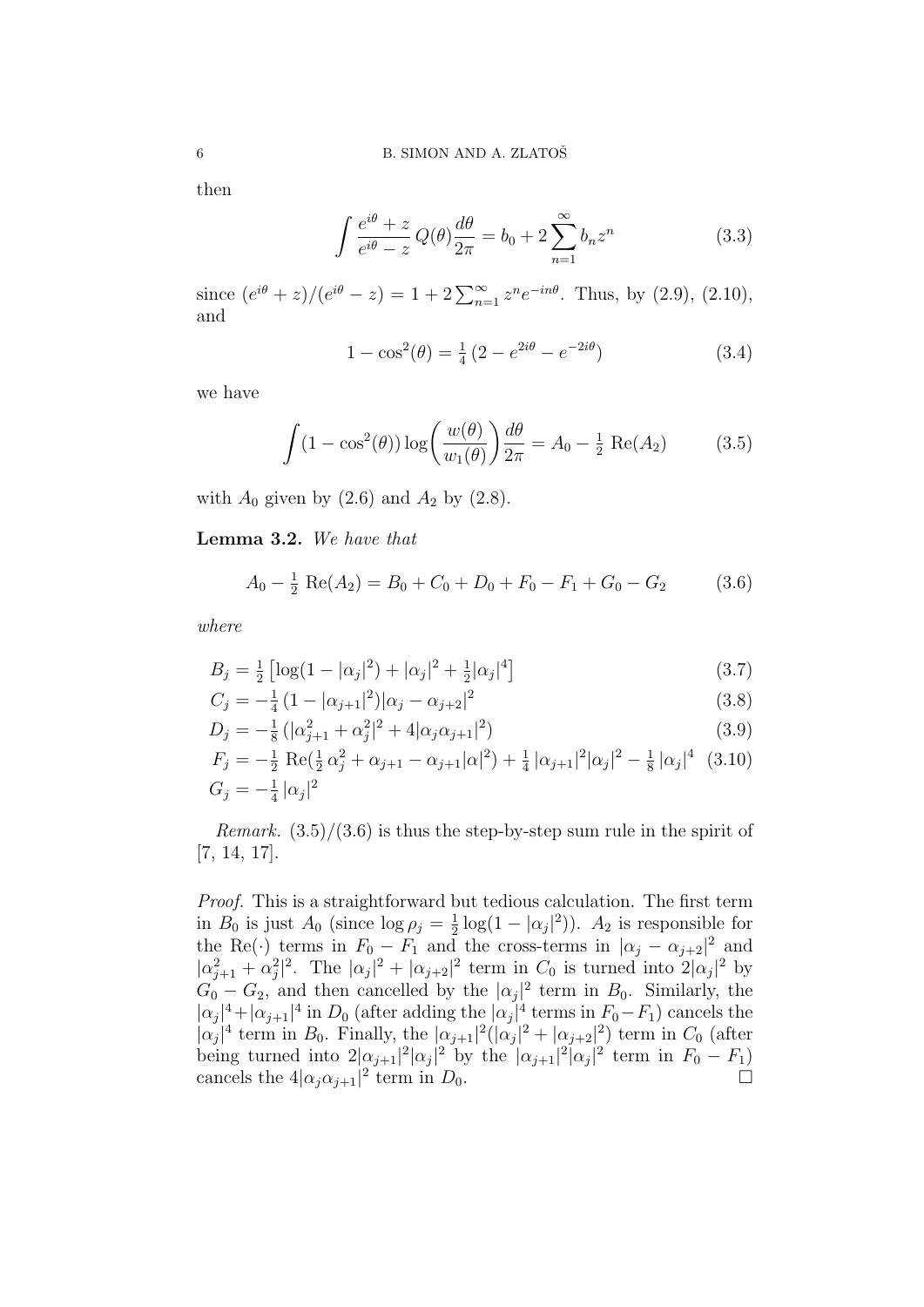then

$$\int \frac{e^{i\theta}+z}{e^{i\theta}-z}\, Q(\theta)\frac{d\theta}{2\pi} = b_0 + 2\sum_{n=1}^{\infty} b_n z^n \tag{3.3}$$

since $(e^{i\theta}+z)/(e^{i\theta}-z) = 1 + 2\sum_{n=1}^{\infty} z^n e^{-in\theta}$. Thus, by (2.9), (2.10), and

$$1-\cos^2(\theta) = \tfrac{1}{4}\,(2 - e^{2i\theta} - e^{-2i\theta}) \tag{3.4}$$

we have

$$\int (1-\cos^2(\theta)) \log\biggl(\frac{w(\theta)}{w_1(\theta)}\biggr)\frac{d\theta}{2\pi} = A_0 - \tfrac{1}{2}\ \mathrm{Re}(A_2) \tag{3.5}$$

with $A_0$ given by (2.6) and $A_2$ by (2.8).

**Lemma 3.2.** *We have that*

$$A_0 - \tfrac{1}{2}\ \mathrm{Re}(A_2) = B_0 + C_0 + D_0 + F_0 - F_1 + G_0 - G_2 \tag{3.6}$$

*where*

$$B_j = \tfrac{1}{2}\left[\log(1-|\alpha_j|^2) + |\alpha_j|^2 + \tfrac{1}{2}|\alpha_j|^4\right] \tag{3.7}$$

$$C_j = -\tfrac{1}{4}\,(1-|\alpha_{j+1}|^2)|\alpha_j - \alpha_{j+2}|^2 \tag{3.8}$$

$$D_j = -\tfrac{1}{8}\,(|\alpha_{j+1}^2 + \alpha_j^2|^2 + 4|\alpha_j\alpha_{j+1}|^2) \tag{3.9}$$

$$F_j = -\tfrac{1}{2}\ \mathrm{Re}(\tfrac{1}{2}\,\alpha_j^2 + \alpha_{j+1} - \alpha_{j+1}|\alpha|^2) + \tfrac{1}{4}\,|\alpha_{j+1}|^2|\alpha_j|^2 - \tfrac{1}{8}\,|\alpha|^4 \tag{3.10}$$

$$G_j = -\tfrac{1}{4}\,|\alpha_j|^2$$

*Remark.* (3.5)/(3.6) is thus the step-by-step sum rule in the spirit of [7, 14, 17].

*Proof.* This is a straightforward but tedious calculation. The first term in $B_0$ is just $A_0$ (since $\log\rho_j = \frac{1}{2}\log(1-|\alpha_j|^2)$). $A_2$ is responsible for the $\mathrm{Re}(\cdot)$ terms in $F_0 - F_1$ and the cross-terms in $|\alpha_j - \alpha_{j+2}|^2$ and $|\alpha_{j+1}^2 + \alpha_j^2|^2$. The $|\alpha_j|^2 + |\alpha_{j+2}|^2$ term in $C_0$ is turned into $2|\alpha_j|^2$ by $G_0 - G_2$, and then cancelled by the $|\alpha_j|^2$ term in $B_0$. Similarly, the $|\alpha_j|^4 + |\alpha_{j+1}|^4$ in $D_0$ (after adding the $|\alpha_j|^4$ terms in $F_0 - F_1$) cancels the $|\alpha_j|^4$ term in $B_0$. Finally, the $|\alpha_{j+1}|^2(|\alpha_j|^2 + |\alpha_{j+2}|^2)$ term in $C_0$ (after being turned into $2|\alpha_{j+1}|^2|\alpha_j|^2$ by the $|\alpha_{j+1}|^2|\alpha_j|^2$ term in $F_0 - F_1$) cancels the $4|\alpha_j\alpha_{j+1}|^2$ term in $D_0$. □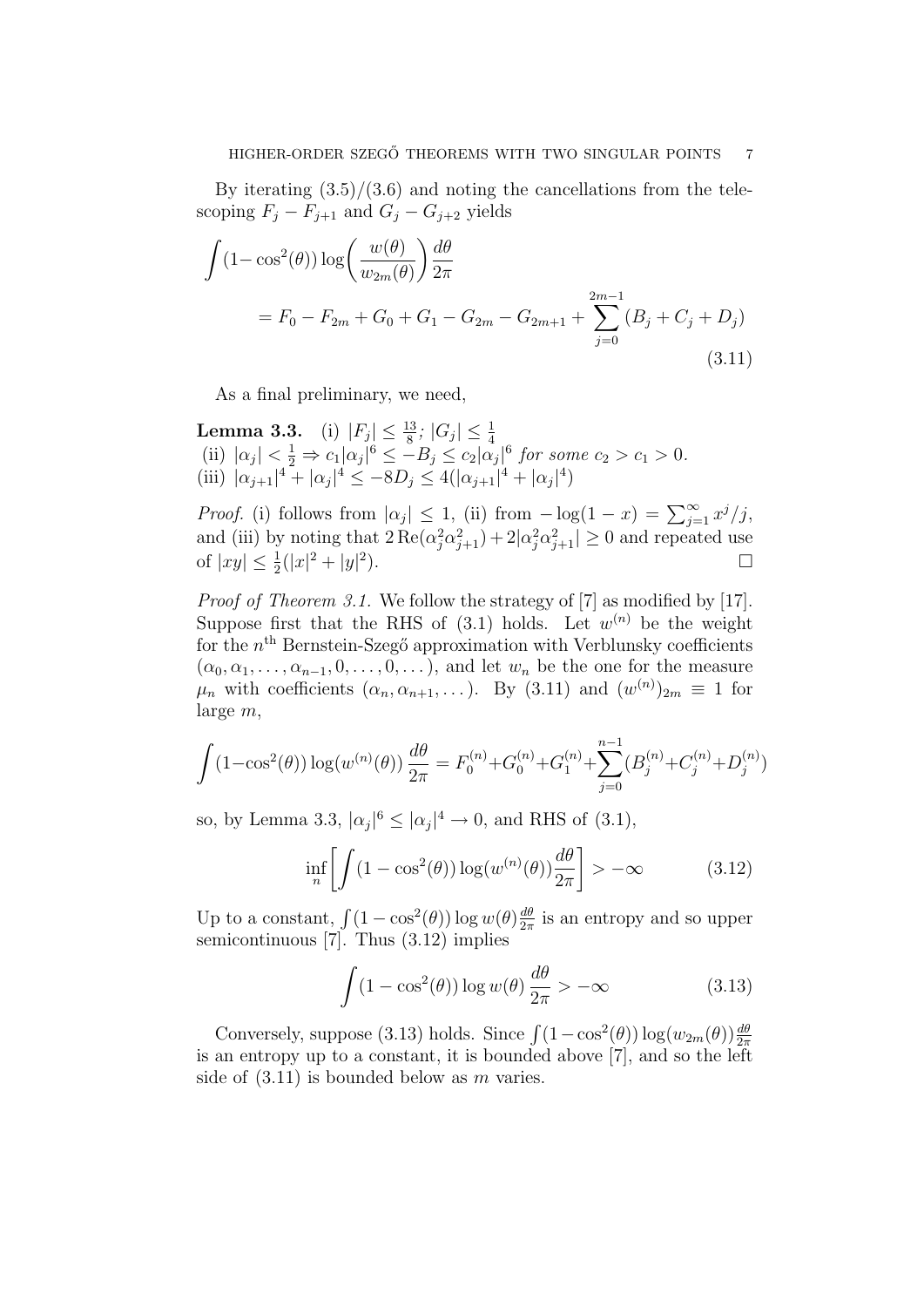By iterating (3.5)/(3.6) and noting the cancellations from the telescoping $F_j - F_{j+1}$ and $G_j - G_{j+2}$ yields

$$\int (1-\cos^2(\theta)) \log\biggl(\frac{w(\theta)}{w_{2m}(\theta)}\biggr) \frac{d\theta}{2\pi} = F_0 - F_{2m} + G_0 + G_1 - G_{2m} - G_{2m+1} + \sum_{j=0}^{2m-1} (B_j + C_j + D_j) \tag{3.11}$$

As a final preliminary, we need,

**Lemma 3.3.** (i) $|F_j| \leq \frac{13}{8}$; $|G_j| \leq \frac{1}{4}$
(ii) $|\alpha_j| < \frac{1}{2} \Rightarrow c_1|\alpha_j|^6 \leq -B_j \leq c_2|\alpha_j|^6$ *for some* $c_2 > c_1 > 0$.
(iii) $|\alpha_{j+1}|^4 + |\alpha_j|^4 \leq -8D_j \leq 4(|\alpha_{j+1}|^4 + |\alpha_j|^4)$

*Proof.* (i) follows from $|\alpha_j| \leq 1$, (ii) from $-\log(1-x) = \sum_{j=1}^\infty x^j/j$, and (iii) by noting that $2\operatorname{Re}(\alpha_j^2 \alpha_{j+1}^2) + 2|\alpha_j^2 \alpha_{j+1}^2| \geq 0$ and repeated use of $|xy| \leq \frac{1}{2}(|x|^2 + |y|^2)$. $\square$

*Proof of Theorem 3.1.* We follow the strategy of [7] as modified by [17]. Suppose first that the RHS of (3.1) holds. Let $w^{(n)}$ be the weight for the $n^{\text{th}}$ Bernstein-Szegő approximation with Verblunsky coefficients $(\alpha_0, \alpha_1, \dots, \alpha_{n-1}, 0, \dots, 0, \dots)$, and let $w_n$ be the one for the measure $\mu_n$ with coefficients $(\alpha_n, \alpha_{n+1}, \dots)$. By (3.11) and $(w^{(n)})_{2m} \equiv 1$ for large $m$,

$$\int (1-\cos^2(\theta)) \log(w^{(n)}(\theta)) \frac{d\theta}{2\pi} = F_0^{(n)} + G_0^{(n)} + G_1^{(n)} + \sum_{j=0}^{n-1} (B_j^{(n)} + C_j^{(n)} + D_j^{(n)})$$

so, by Lemma 3.3, $|\alpha_j|^6 \leq |\alpha_j|^4 \to 0$, and RHS of (3.1),

$$\inf_n \biggl[ \int (1-\cos^2(\theta)) \log(w^{(n)}(\theta)) \frac{d\theta}{2\pi} \biggr] > -\infty \tag{3.12}$$

Up to a constant, $\int (1-\cos^2(\theta)) \log w(\theta) \frac{d\theta}{2\pi}$ is an entropy and so upper semicontinuous [7]. Thus (3.12) implies

$$\int (1-\cos^2(\theta)) \log w(\theta) \frac{d\theta}{2\pi} > -\infty \tag{3.13}$$

Conversely, suppose (3.13) holds. Since $\int (1-\cos^2(\theta)) \log(w_{2m}(\theta)) \frac{d\theta}{2\pi}$ is an entropy up to a constant, it is bounded above [7], and so the left side of (3.11) is bounded below as $m$ varies.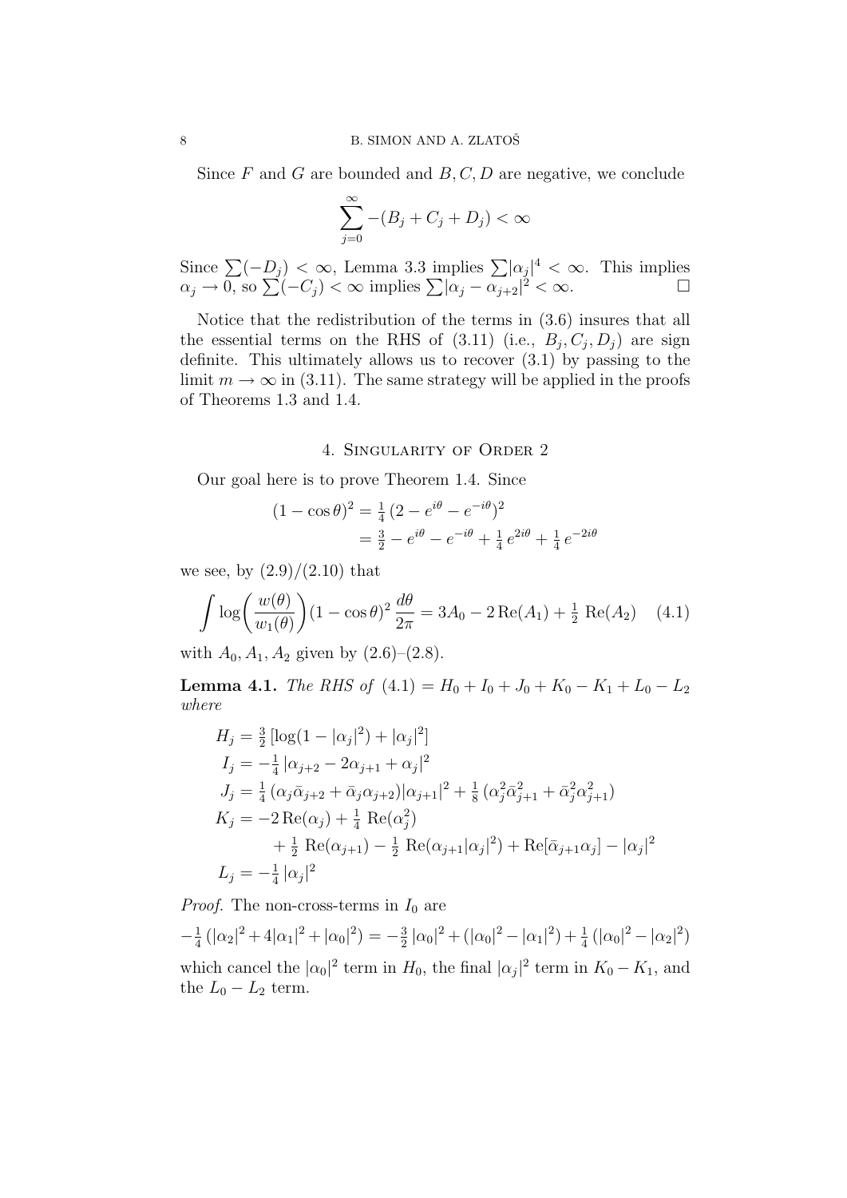Since $F$ and $G$ are bounded and $B, C, D$ are negative, we conclude

$$\sum_{j=0}^{\infty} -(B_j + C_j + D_j) < \infty$$

Since $\sum(-D_j) < \infty$, Lemma 3.3 implies $\sum|\alpha_j|^4 < \infty$. This implies $\alpha_j \to 0$, so $\sum(-C_j) < \infty$ implies $\sum|\alpha_j - \alpha_{j+2}|^2 < \infty$. $\square$

Notice that the redistribution of the terms in (3.6) insures that all the essential terms on the RHS of (3.11) (i.e., $B_j, C_j, D_j$) are sign definite. This ultimately allows us to recover (3.1) by passing to the limit $m \to \infty$ in (3.11). The same strategy will be applied in the proofs of Theorems 1.3 and 1.4.

## 4. Singularity of Order 2

Our goal here is to prove Theorem 1.4. Since

$$\begin{aligned}(1-\cos\theta)^2 &= \tfrac{1}{4}\,(2 - e^{i\theta} - e^{-i\theta})^2 \\ &= \tfrac{3}{2} - e^{i\theta} - e^{-i\theta} + \tfrac{1}{4}\,e^{2i\theta} + \tfrac{1}{4}\,e^{-2i\theta}\end{aligned}$$

we see, by (2.9)/(2.10) that

$$\int \log\biggl(\frac{w(\theta)}{w_1(\theta)}\biggr)(1-\cos\theta)^2\,\frac{d\theta}{2\pi} = 3A_0 - 2\operatorname{Re}(A_1) + \tfrac{1}{2}\operatorname{Re}(A_2) \qquad (4.1)$$

with $A_0, A_1, A_2$ given by (2.6)–(2.8).

**Lemma 4.1.** *The RHS of* (4.1) $= H_0 + I_0 + J_0 + K_0 - K_1 + L_0 - L_2$ *where*

$$\begin{aligned}
H_j &= \tfrac{3}{2}\,[\log(1-|\alpha_j|^2) + |\alpha_j|^2] \\
I_j &= -\tfrac{1}{4}\,|\alpha_{j+2} - 2\alpha_{j+1} + \alpha_j|^2 \\
J_j &= \tfrac{1}{4}\,(\alpha_j\bar\alpha_{j+2} + \bar\alpha_j\alpha_{j+2})|\alpha_{j+1}|^2 + \tfrac{1}{8}\,(\alpha_j^2\bar\alpha_{j+1}^2 + \bar\alpha_j^2\alpha_{j+1}^2) \\
K_j &= -2\operatorname{Re}(\alpha_j) + \tfrac{1}{4}\operatorname{Re}(\alpha_j^2) \\
&\qquad + \tfrac{1}{2}\operatorname{Re}(\alpha_{j+1}) - \tfrac{1}{2}\operatorname{Re}(\alpha_{j+1}|\alpha_j|^2) + \operatorname{Re}[\bar\alpha_{j+1}\alpha_j] - |\alpha_j|^2 \\
L_j &= -\tfrac{1}{4}\,|\alpha_j|^2
\end{aligned}$$

*Proof.* The non-cross-terms in $I_0$ are

$$-\tfrac{1}{4}\,(|\alpha_2|^2 + 4|\alpha_1|^2 + |\alpha_0|^2) = -\tfrac{3}{2}\,|\alpha_0|^2 + (|\alpha_0|^2 - |\alpha_1|^2) + \tfrac{1}{4}\,(|\alpha_0|^2 - |\alpha_2|^2)$$

which cancel the $|\alpha_0|^2$ term in $H_0$, the final $|\alpha_j|^2$ term in $K_0 - K_1$, and the $L_0 - L_2$ term.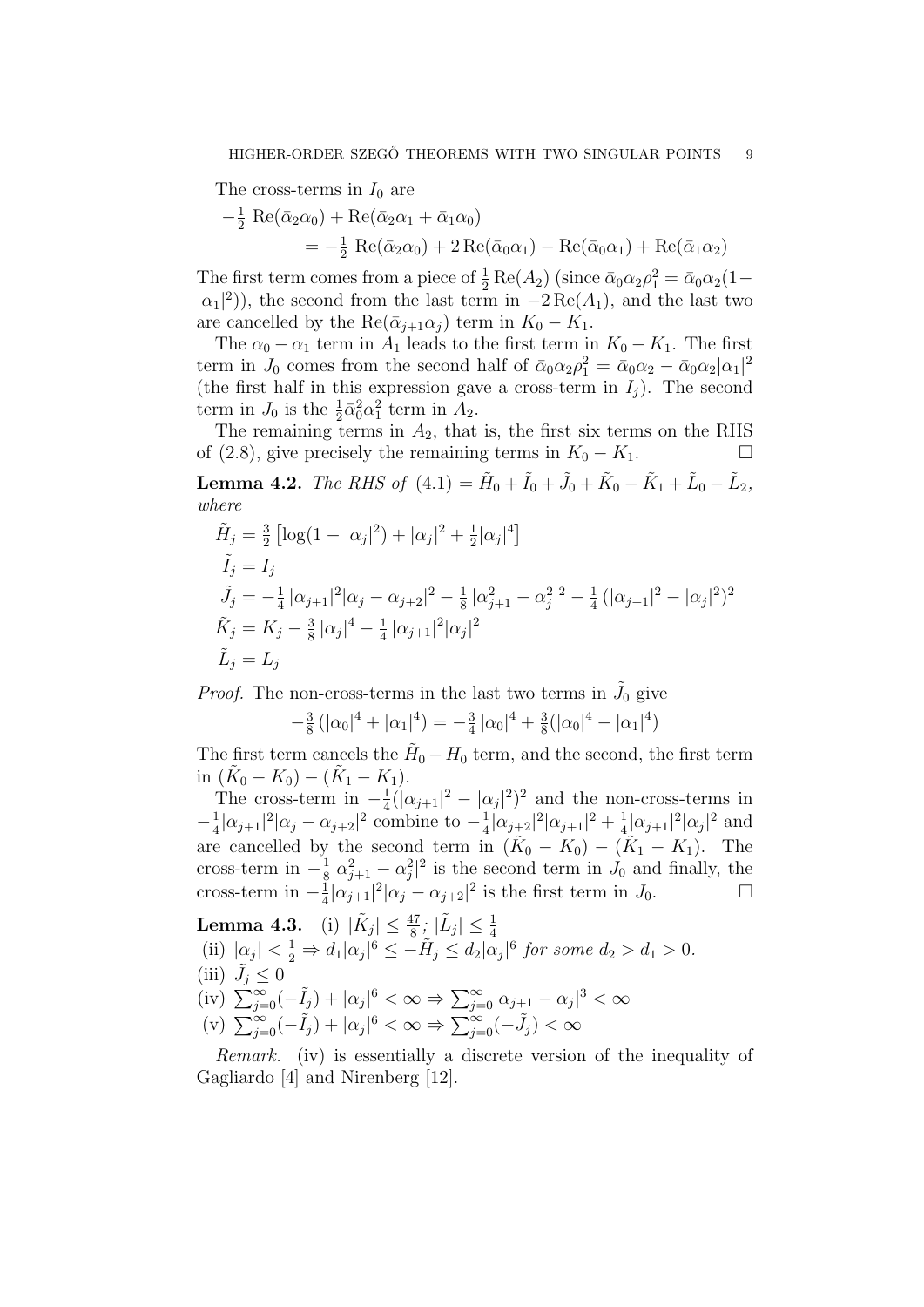The cross-terms in $I_0$ are

$$
\begin{aligned}
&-\tfrac{1}{2}\,\mathrm{Re}(\bar\alpha_2\alpha_0) + \mathrm{Re}(\bar\alpha_2\alpha_1 + \bar\alpha_1\alpha_0) \\
&\qquad = -\tfrac{1}{2}\,\mathrm{Re}(\bar\alpha_2\alpha_0) + 2\,\mathrm{Re}(\bar\alpha_0\alpha_1) - \mathrm{Re}(\bar\alpha_0\alpha_1) + \mathrm{Re}(\bar\alpha_1\alpha_2)
\end{aligned}
$$

The first term comes from a piece of $\frac{1}{2}\,\mathrm{Re}(A_2)$ (since $\bar\alpha_0\alpha_2\rho_1^2 = \bar\alpha_0\alpha_2(1-|\alpha_1|^2)$), the second from the last term in $-2\,\mathrm{Re}(A_1)$, and the last two are cancelled by the $\mathrm{Re}(\bar\alpha_{j+1}\alpha_j)$ term in $K_0 - K_1$.

The $\alpha_0 - \alpha_1$ term in $A_1$ leads to the first term in $K_0 - K_1$. The first term in $J_0$ comes from the second half of $\bar\alpha_0\alpha_2\rho_1^2 = \bar\alpha_0\alpha_2 - \bar\alpha_0\alpha_2|\alpha_1|^2$ (the first half in this expression gave a cross-term in $I_j$). The second term in $J_0$ is the $\frac{1}{2}\bar\alpha_0^2\alpha_1^2$ term in $A_2$.

The remaining terms in $A_2$, that is, the first six terms on the RHS of (2.8), give precisely the remaining terms in $K_0 - K_1$. $\square$

**Lemma 4.2.** *The RHS of* (4.1) $= \tilde H_0 + \tilde I_0 + \tilde J_0 + \tilde K_0 - \tilde K_1 + \tilde L_0 - \tilde L_2$, *where*

$$
\begin{aligned}
\tilde H_j &= \tfrac{3}{2}\left[\log(1-|\alpha_j|^2) + |\alpha_j|^2 + \tfrac{1}{2}|\alpha_j|^4\right] \\
\tilde I_j &= I_j \\
\tilde J_j &= -\tfrac{1}{4}\,|\alpha_{j+1}|^2|\alpha_j - \alpha_{j+2}|^2 - \tfrac{1}{8}\,|\alpha_{j+1}^2 - \alpha_j^2|^2 - \tfrac{1}{4}\,(|\alpha_{j+1}|^2 - |\alpha_j|^2)^2 \\
\tilde K_j &= K_j - \tfrac{3}{8}\,|\alpha_j|^4 - \tfrac{1}{4}\,|\alpha_{j+1}|^2|\alpha_j|^2 \\
\tilde L_j &= L_j
\end{aligned}
$$

*Proof.* The non-cross-terms in the last two terms in $\tilde J_0$ give

$$
-\tfrac{3}{8}\,(|\alpha_0|^4 + |\alpha_1|^4) = -\tfrac{3}{4}\,|\alpha_0|^4 + \tfrac{3}{8}(|\alpha_0|^4 - |\alpha_1|^4)
$$

The first term cancels the $\tilde H_0 - H_0$ term, and the second, the first term in $(\tilde K_0 - K_0) - (\tilde K_1 - K_1)$.

The cross-term in $-\frac{1}{4}(|\alpha_{j+1}|^2 - |\alpha_j|^2)^2$ and the non-cross-terms in $-\frac{1}{4}|\alpha_{j+1}|^2|\alpha_j - \alpha_{j+2}|^2$ combine to $-\frac{1}{4}|\alpha_{j+2}|^2|\alpha_{j+1}|^2 + \frac{1}{4}|\alpha_{j+1}|^2|\alpha_j|^2$ and are cancelled by the second term in $(\tilde K_0 - K_0) - (\tilde K_1 - K_1)$. The cross-term in $-\frac{1}{8}|\alpha_{j+1}^2 - \alpha_j^2|^2$ is the second term in $J_0$ and finally, the cross-term in $-\frac{1}{4}|\alpha_{j+1}|^2|\alpha_j - \alpha_{j+2}|^2$ is the first term in $J_0$. $\square$

**Lemma 4.3.** (i) $|\tilde K_j| \le \frac{47}{8}$; $|\tilde L_j| \le \frac{1}{4}$

(ii) $|\alpha_j| < \frac{1}{2} \Rightarrow d_1|\alpha_j|^6 \le -\tilde H_j \le d_2|\alpha_j|^6$ *for some* $d_2 > d_1 > 0$.

(iii) $\tilde J_j \le 0$

(iv) $\sum_{j=0}^\infty(-\tilde I_j) + |\alpha_j|^6 < \infty \Rightarrow \sum_{j=0}^\infty|\alpha_{j+1} - \alpha_j|^3 < \infty$

(v) $\sum_{j=0}^\infty(-\tilde I_j) + |\alpha_j|^6 < \infty \Rightarrow \sum_{j=0}^\infty(-\tilde J_j) < \infty$

*Remark.* (iv) is essentially a discrete version of the inequality of Gagliardo [4] and Nirenberg [12].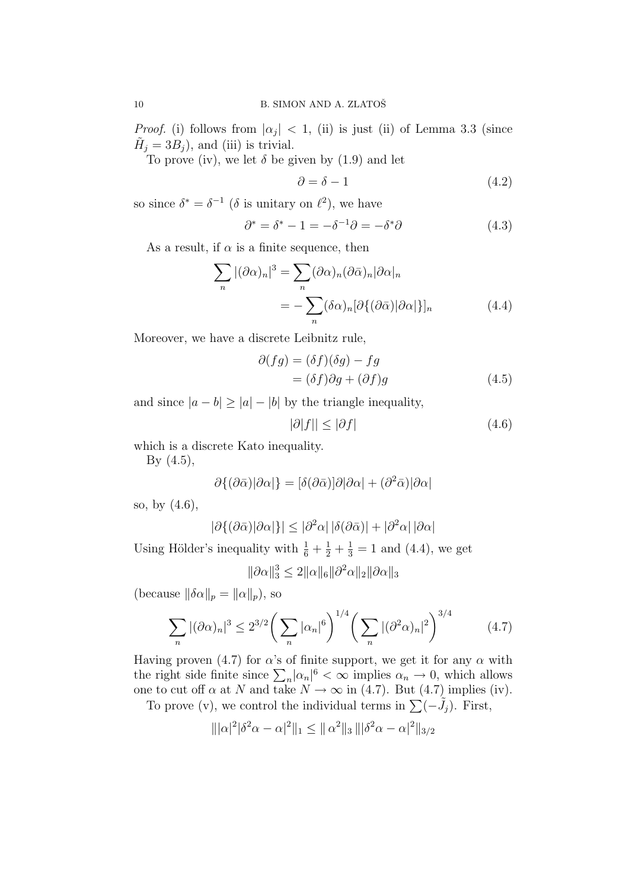*Proof.* (i) follows from $|\alpha_j| < 1$, (ii) is just (ii) of Lemma 3.3 (since $\tilde{H}_j = 3B_j$), and (iii) is trivial.

To prove (iv), we let $\delta$ be given by (1.9) and let

$$\partial = \delta - 1 \tag{4.2}$$

so since $\delta^* = \delta^{-1}$ ($\delta$ is unitary on $\ell^2$), we have

$$\partial^* = \delta^* - 1 = -\delta^{-1}\partial = -\delta^*\partial \tag{4.3}$$

As a result, if $\alpha$ is a finite sequence, then

$$\begin{aligned}\sum_n |(\partial\alpha)_n|^3 &= \sum_n (\partial\alpha)_n (\partial\bar{\alpha})_n |\partial\alpha|_n \\ &= -\sum_n (\delta\alpha)_n [\partial\{(\partial\bar{\alpha})|\partial\alpha|\}]_n \end{aligned}\tag{4.4}$$

Moreover, we have a discrete Leibnitz rule,

$$\begin{aligned}\partial(fg) &= (\delta f)(\delta g) - fg \\ &= (\delta f)\partial g + (\partial f) g\end{aligned} \tag{4.5}$$

and since $|a - b| \geq |a| - |b|$ by the triangle inequality,

$$|\partial|f|| \leq |\partial f| \tag{4.6}$$

which is a discrete Kato inequality.

By (4.5),

$$\partial\{(\partial\bar{\alpha})|\partial\alpha|\} = [\delta(\partial\bar{\alpha})]\partial|\partial\alpha| + (\partial^2\bar{\alpha})|\partial\alpha|$$

so, by (4.6),

$$|\partial\{(\partial\bar{\alpha})|\partial\alpha|\}| \leq |\partial^2\alpha|\,|\delta(\partial\bar{\alpha})| + |\partial^2\alpha|\,|\partial\alpha|$$

Using Hölder's inequality with $\frac{1}{6} + \frac{1}{2} + \frac{1}{3} = 1$ and (4.4), we get

$$\|\partial\alpha\|_3^3 \leq 2\|\alpha\|_6 \|\partial^2\alpha\|_2 \|\partial\alpha\|_3$$

(because $\|\delta\alpha\|_p = \|\alpha\|_p$), so

$$\sum_n |(\partial\alpha)_n|^3 \leq 2^{3/2}\biggl(\sum_n |\alpha_n|^6\biggr)^{1/4}\biggl(\sum_n |(\partial^2\alpha)_n|^2\biggr)^{3/4} \tag{4.7}$$

Having proven (4.7) for $\alpha$'s of finite support, we get it for any $\alpha$ with the right side finite since $\sum_n |\alpha_n|^6 < \infty$ implies $\alpha_n \to 0$, which allows one to cut off $\alpha$ at $N$ and take $N \to \infty$ in (4.7). But (4.7) implies (iv).

To prove (v), we control the individual terms in $\sum(-\tilde{J}_j)$. First,

$$\||\alpha|^2|\delta^2\alpha - \alpha|^2\|_1 \leq \|\,\alpha^2\|_3\,\||\delta^2\alpha - \alpha|^2\|_{3/2}$$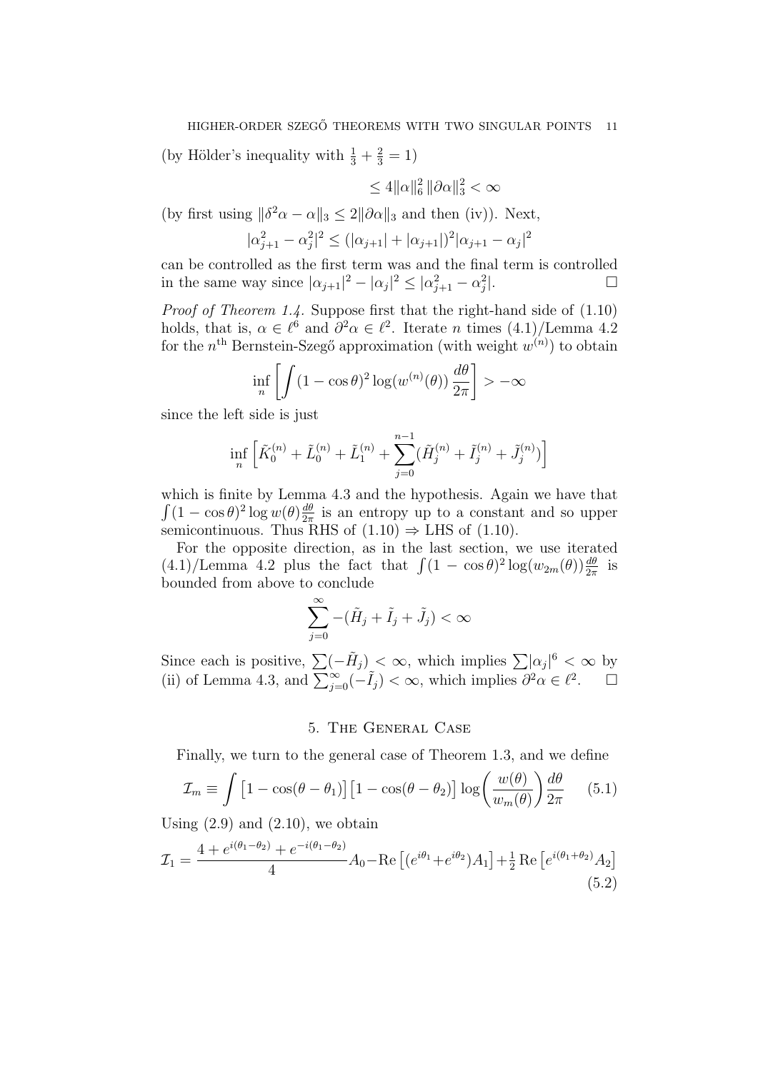(by Hölder's inequality with $\frac{1}{3} + \frac{2}{3} = 1$)

$$\leq 4\|\alpha\|_6^2 \, \|\partial\alpha\|_3^2 < \infty$$

(by first using $\|\delta^2\alpha - \alpha\|_3 \leq 2\|\partial\alpha\|_3$ and then (iv)). Next,

$$|\alpha_{j+1}^2 - \alpha_j^2|^2 \leq (|\alpha_{j+1}| + |\alpha_{j+1}|)^2 |\alpha_{j+1} - \alpha_j|^2$$

can be controlled as the first term was and the final term is controlled in the same way since $|\alpha_{j+1}|^2 - |\alpha_j|^2 \leq |\alpha_{j+1}^2 - \alpha_j^2|$. □

*Proof of Theorem 1.4.* Suppose first that the right-hand side of (1.10) holds, that is, $\alpha \in \ell^6$ and $\partial^2\alpha \in \ell^2$. Iterate $n$ times (4.1)/Lemma 4.2 for the $n^{\text{th}}$ Bernstein-Szegő approximation (with weight $w^{(n)}$) to obtain

$$\inf_n \left[ \int (1 - \cos\theta)^2 \log(w^{(n)}(\theta)) \, \frac{d\theta}{2\pi} \right] > -\infty$$

since the left side is just

$$\inf_n \left[ \tilde{K}_0^{(n)} + \tilde{L}_0^{(n)} + \tilde{L}_1^{(n)} + \sum_{j=0}^{n-1} (\tilde{H}_j^{(n)} + \tilde{I}_j^{(n)} + \tilde{J}_j^{(n)}) \right]$$

which is finite by Lemma 4.3 and the hypothesis. Again we have that $\int (1 - \cos\theta)^2 \log w(\theta) \frac{d\theta}{2\pi}$ is an entropy up to a constant and so upper semicontinuous. Thus RHS of (1.10) $\Rightarrow$ LHS of (1.10).

For the opposite direction, as in the last section, we use iterated (4.1)/Lemma 4.2 plus the fact that $\int (1 - \cos\theta)^2 \log(w_{2m}(\theta)) \frac{d\theta}{2\pi}$ is bounded from above to conclude

$$\sum_{j=0}^{\infty} -(\tilde{H}_j + \tilde{I}_j + \tilde{J}_j) < \infty$$

Since each is positive, $\sum(-\tilde{H}_j) < \infty$, which implies $\sum |\alpha_j|^6 < \infty$ by (ii) of Lemma 4.3, and $\sum_{j=0}^{\infty}(-\tilde{I}_j) < \infty$, which implies $\partial^2\alpha \in \ell^2$. □

## 5. The General Case

Finally, we turn to the general case of Theorem 1.3, and we define

$$\mathcal{I}_m \equiv \int \big[1 - \cos(\theta - \theta_1)\big] \big[1 - \cos(\theta - \theta_2)\big] \log\!\left(\frac{w(\theta)}{w_m(\theta)}\right) \frac{d\theta}{2\pi} \tag{5.1}$$

Using (2.9) and (2.10), we obtain

$$\mathcal{I}_1 = \frac{4 + e^{i(\theta_1 - \theta_2)} + e^{-i(\theta_1 - \theta_2)}}{4} A_0 - \operatorname{Re}\big[(e^{i\theta_1} + e^{i\theta_2}) A_1\big] + \tfrac{1}{2} \operatorname{Re}\big[e^{i(\theta_1 + \theta_2)} A_2\big] \tag{5.2}$$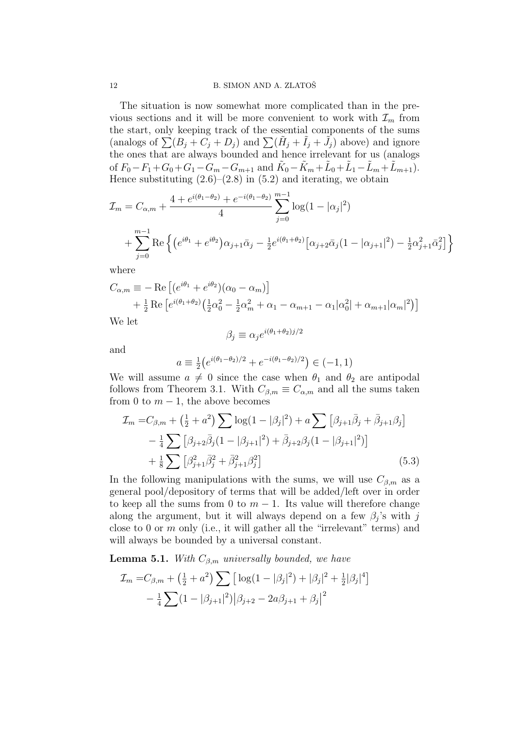The situation is now somewhat more complicated than in the previous sections and it will be more convenient to work with $\mathcal{I}_m$ from the start, only keeping track of the essential components of the sums (analogs of $\sum(B_j + C_j + D_j)$ and $\sum(\tilde{H}_j + \tilde{I}_j + \tilde{J}_j)$ above) and ignore the ones that are always bounded and hence irrelevant for us (analogs of $F_0 - F_1 + G_0 + G_1 - G_m - G_{m+1}$ and $\tilde{K}_0 - \tilde{K}_m + \tilde{L}_0 + \tilde{L}_1 - \tilde{L}_m + \tilde{L}_{m+1}$). Hence substituting (2.6)–(2.8) in (5.2) and iterating, we obtain

$$
\begin{aligned}
\mathcal{I}_m = C_{\alpha,m} &+ \frac{4 + e^{i(\theta_1 - \theta_2)} + e^{-i(\theta_1-\theta_2)}}{4} \sum_{j=0}^{m-1} \log(1 - |\alpha_j|^2) \\
&+ \sum_{j=0}^{m-1} \mathrm{Re} \Big\{ \big(e^{i\theta_1} + e^{i\theta_2}\big) \alpha_{j+1}\bar{\alpha}_j - \tfrac{1}{2} e^{i(\theta_1+\theta_2)} \big[\alpha_{j+2}\bar{\alpha}_j(1 - |\alpha_{j+1}|^2) - \tfrac{1}{2}\alpha_{j+1}^2 \bar{\alpha}_j^2\big] \Big\}
\end{aligned}
$$

where

$$
\begin{aligned}
C_{\alpha,m} \equiv &- \mathrm{Re}\left[(e^{i\theta_1} + e^{i\theta_2})(\alpha_0 - \alpha_m)\right] \\
&+ \tfrac{1}{2}\,\mathrm{Re}\left[e^{i(\theta_1+\theta_2)}\big(\tfrac{1}{2}\alpha_0^2 - \tfrac{1}{2}\alpha_m^2 + \alpha_1 - \alpha_{m+1} - \alpha_1|\alpha_0^2| + \alpha_{m+1}|\alpha_m|^2\big)\right]
\end{aligned}
$$

We let

$$
\beta_j \equiv \alpha_j e^{i(\theta_1+\theta_2)j/2}
$$

and

$$
a \equiv \tfrac{1}{2}\big(e^{i(\theta_1-\theta_2)/2} + e^{-i(\theta_1-\theta_2)/2}\big) \in (-1, 1)
$$

We will assume $a \neq 0$ since the case when $\theta_1$ and $\theta_2$ are antipodal follows from Theorem 3.1. With $C_{\beta,m} \equiv C_{\alpha,m}$ and all the sums taken from 0 to $m-1$, the above becomes

$$
\begin{aligned}
\mathcal{I}_m = &C_{\beta,m} + \big(\tfrac{1}{2} + a^2\big) \sum \log(1 - |\beta_j|^2) + a \sum \big[\beta_{j+1}\bar{\beta}_j + \bar{\beta}_{j+1}\beta_j\big] \\
&- \tfrac{1}{4} \sum \big[\beta_{j+2}\bar{\beta}_j(1 - |\beta_{j+1}|^2) + \bar{\beta}_{j+2}\beta_j(1 - |\beta_{j+1}|^2)\big] \\
&+ \tfrac{1}{8} \sum \big[\beta_{j+1}^2 \bar{\beta}_j^2 + \bar{\beta}_{j+1}^2 \beta_j^2\big] \qquad (5.3)
\end{aligned}
$$

In the following manipulations with the sums, we will use $C_{\beta,m}$ as a general pool/depository of terms that will be added/left over in order to keep all the sums from 0 to $m-1$. Its value will therefore change along the argument, but it will always depend on a few $\beta_j$'s with $j$ close to 0 or $m$ only (i.e., it will gather all the "irrelevant" terms) and will always be bounded by a universal constant.

**Lemma 5.1.** *With $C_{\beta,m}$ universally bounded, we have*

$$
\begin{aligned}
\mathcal{I}_m = &C_{\beta,m} + \big(\tfrac{1}{2} + a^2\big) \sum \big[\log(1 - |\beta_j|^2) + |\beta_j|^2 + \tfrac{1}{2}|\beta_j|^4\big] \\
&- \tfrac{1}{4} \sum (1 - |\beta_{j+1}|^2) \big|\beta_{j+2} - 2a\beta_{j+1} + \beta_j\big|^2
\end{aligned}
$$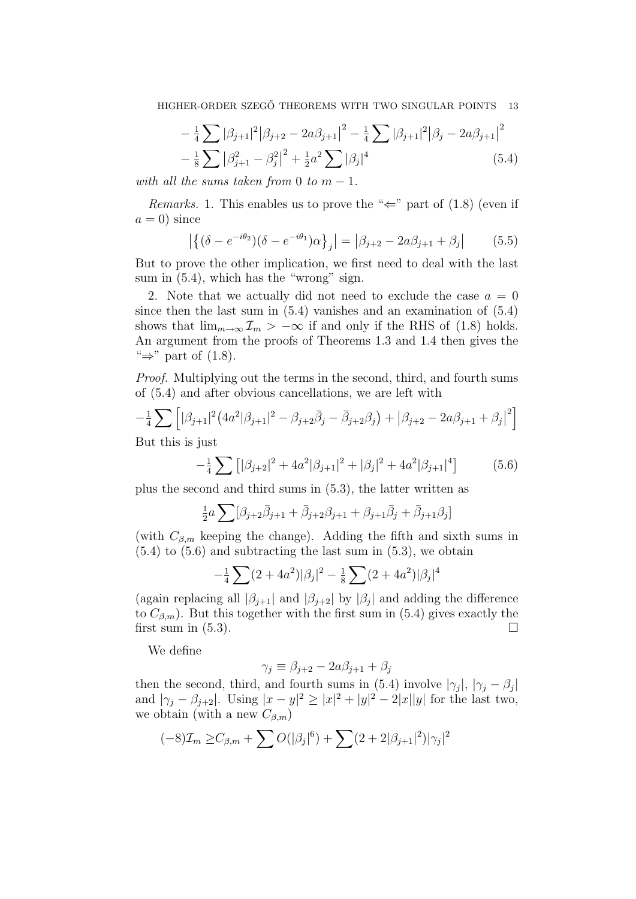$$
\begin{aligned}
&- \tfrac{1}{4} \sum |\beta_{j+1}|^2 \big|\beta_{j+2} - 2a\beta_{j+1}\big|^2 - \tfrac{1}{4} \sum |\beta_{j+1}|^2 \big|\beta_j - 2a\beta_{j+1}\big|^2 \\
&- \tfrac{1}{8} \sum \big|\beta_{j+1}^2 - \beta_j^2\big|^2 + \tfrac{1}{2} a^2 \sum |\beta_j|^4
\end{aligned}
\tag{5.4}
$$

*with all the sums taken from* 0 *to* $m-1$.

*Remarks.* 1. This enables us to prove the "$\Leftarrow$" part of (1.8) (even if $a = 0$) since

$$
\big|\big\{(\delta - e^{-i\theta_2})(\delta - e^{-i\theta_1})\alpha\big\}_j\big| = \big|\beta_{j+2} - 2a\beta_{j+1} + \beta_j\big| \tag{5.5}
$$

But to prove the other implication, we first need to deal with the last sum in (5.4), which has the "wrong" sign.

2. Note that we actually did not need to exclude the case $a = 0$ since then the last sum in (5.4) vanishes and an examination of (5.4) shows that $\lim_{m\to\infty} \mathcal{I}_m > -\infty$ if and only if the RHS of (1.8) holds. An argument from the proofs of Theorems 1.3 and 1.4 then gives the "$\Rightarrow$" part of (1.8).

*Proof.* Multiplying out the terms in the second, third, and fourth sums of (5.4) and after obvious cancellations, we are left with

$$
-\tfrac{1}{4} \sum \Big[ |\beta_{j+1}|^2 \big(4a^2 |\beta_{j+1}|^2 - \beta_{j+2}\bar\beta_j - \bar\beta_{j+2}\beta_j\big) + \big|\beta_{j+2} - 2a\beta_{j+1} + \beta_j\big|^2 \Big]
$$

But this is just

$$
-\tfrac{1}{4} \sum \big[ |\beta_{j+2}|^2 + 4a^2 |\beta_{j+1}|^2 + |\beta_j|^2 + 4a^2 |\beta_{j+1}|^4 \big] \tag{5.6}
$$

plus the second and third sums in (5.3), the latter written as

$$
\tfrac{1}{2} a \sum [\beta_{j+2}\bar\beta_{j+1} + \bar\beta_{j+2}\beta_{j+1} + \beta_{j+1}\bar\beta_j + \bar\beta_{j+1}\beta_j]
$$

(with $C_{\beta,m}$ keeping the change). Adding the fifth and sixth sums in (5.4) to (5.6) and subtracting the last sum in (5.3), we obtain

$$
-\tfrac{1}{4} \sum (2 + 4a^2) |\beta_j|^2 - \tfrac{1}{8} \sum (2 + 4a^2) |\beta_j|^4
$$

(again replacing all $|\beta_{j+1}|$ and $|\beta_{j+2}|$ by $|\beta_j|$ and adding the difference to $C_{\beta,m}$). But this together with the first sum in (5.4) gives exactly the first sum in (5.3). $\square$

We define

$$
\gamma_j \equiv \beta_{j+2} - 2a\beta_{j+1} + \beta_j
$$

then the second, third, and fourth sums in (5.4) involve $|\gamma_j|$, $|\gamma_j - \beta_j|$ and $|\gamma_j - \beta_{j+2}|$. Using $|x-y|^2 \geq |x|^2 + |y|^2 - 2|x||y|$ for the last two, we obtain (with a new $C_{\beta,m}$)

$$
(-8)\mathcal{I}_m \geq C_{\beta,m} + \sum O(|\beta_j|^6) + \sum (2 + 2|\beta_{j+1}|^2)|\gamma_j|^2
$$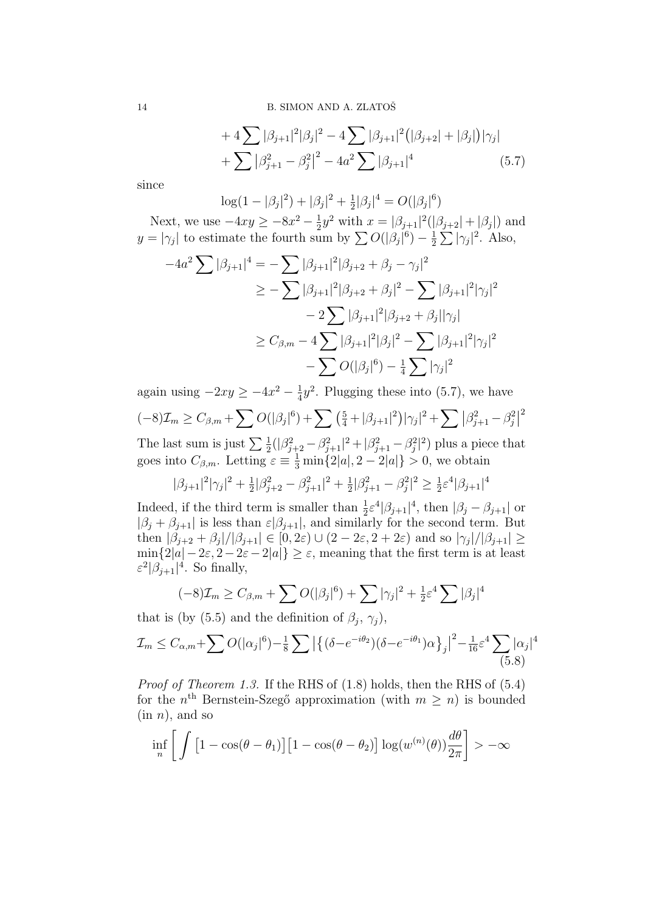$$
\begin{aligned}
&+ 4\sum |\beta_{j+1}|^2|\beta_j|^2 - 4\sum |\beta_{j+1}|^2\big(|\beta_{j+2}| + |\beta_j|\big)|\gamma_j| \\
&+ \sum \big|\beta_{j+1}^2 - \beta_j^2\big|^2 - 4a^2\sum |\beta_{j+1}|^4 \qquad (5.7)
\end{aligned}
$$

since

$$
\log(1 - |\beta_j|^2) + |\beta_j|^2 + \tfrac{1}{2}|\beta_j|^4 = O(|\beta_j|^6)
$$

Next, we use $-4xy \geq -8x^2 - \frac{1}{2}y^2$ with $x = |\beta_{j+1}|^2(|\beta_{j+2}| + |\beta_j|)$ and $y = |\gamma_j|$ to estimate the fourth sum by $\sum O(|\beta_j|^6) - \frac{1}{2}\sum |\gamma_j|^2$. Also,

$$
\begin{aligned}
-4a^2\sum |\beta_{j+1}|^4 &= -\sum |\beta_{j+1}|^2|\beta_{j+2} + \beta_j - \gamma_j|^2 \\
&\geq -\sum |\beta_{j+1}|^2|\beta_{j+2} + \beta_j|^2 - \sum |\beta_{j+1}|^2|\gamma_j|^2 \\
&\quad - 2\sum |\beta_{j+1}|^2|\beta_{j+2} + \beta_j||\gamma_j| \\
&\geq C_{\beta,m} - 4\sum |\beta_{j+1}|^2|\beta_j|^2 - \sum |\beta_{j+1}|^2|\gamma_j|^2 \\
&\quad - \sum O(|\beta_j|^6) - \tfrac{1}{4}\sum |\gamma_j|^2
\end{aligned}
$$

again using $-2xy \geq -4x^2 - \frac{1}{4}y^2$. Plugging these into (5.7), we have

$$
(-8)\mathcal{I}_m \geq C_{\beta,m} + \sum O(|\beta_j|^6) + \sum \big(\tfrac{5}{4} + |\beta_{j+1}|^2\big)|\gamma_j|^2 + \sum \big|\beta_{j+1}^2 - \beta_j^2\big|^2
$$

The last sum is just $\sum \frac{1}{2}(|\beta_{j+2}^2 - \beta_{j+1}^2|^2 + |\beta_{j+1}^2 - \beta_j^2|^2)$ plus a piece that goes into $C_{\beta,m}$. Letting $\varepsilon \equiv \frac{1}{3}\min\{2|a|, 2 - 2|a|\} > 0$, we obtain

$$
|\beta_{j+1}|^2|\gamma_j|^2 + \tfrac{1}{2}|\beta_{j+2}^2 - \beta_{j+1}^2|^2 + \tfrac{1}{2}|\beta_{j+1}^2 - \beta_j^2|^2 \geq \tfrac{1}{2}\varepsilon^4|\beta_{j+1}|^4
$$

Indeed, if the third term is smaller than $\frac{1}{2}\varepsilon^4|\beta_{j+1}|^4$, then $|\beta_j - \beta_{j+1}|$ or $|\beta_j + \beta_{j+1}|$ is less than $\varepsilon|\beta_{j+1}|$, and similarly for the second term. But then $|\beta_{j+2} + \beta_j|/|\beta_{j+1}| \in [0, 2\varepsilon) \cup (2 - 2\varepsilon, 2 + 2\varepsilon)$ and so $|\gamma_j|/|\beta_{j+1}| \geq \min\{2|a| - 2\varepsilon, 2 - 2\varepsilon - 2|a|\} \geq \varepsilon$, meaning that the first term is at least $\varepsilon^2|\beta_{j+1}|^4$. So finally,

$$
(-8)\mathcal{I}_m \geq C_{\beta,m} + \sum O(|\beta_j|^6) + \sum |\gamma_j|^2 + \tfrac{1}{2}\varepsilon^4\sum |\beta_j|^4
$$

that is (by (5.5) and the definition of $\beta_j$, $\gamma_j$),

$$
\mathcal{I}_m \leq C_{\alpha,m} + \sum O(|\alpha_j|^6) - \tfrac{1}{8}\sum \big|\big\{(\delta - e^{-i\theta_2})(\delta - e^{-i\theta_1})\alpha\big\}_j\big|^2 - \tfrac{1}{16}\varepsilon^4\sum |\alpha_j|^4 \qquad (5.8)
$$

*Proof of Theorem 1.3.* If the RHS of (1.8) holds, then the RHS of (5.4) for the $n^{\text{th}}$ Bernstein-Szegő approximation (with $m \geq n$) is bounded (in $n$), and so

$$
\inf_n \left[ \int \big[1 - \cos(\theta - \theta_1)\big]\big[1 - \cos(\theta - \theta_2)\big] \log(w^{(n)}(\theta))\frac{d\theta}{2\pi} \right] > -\infty
$$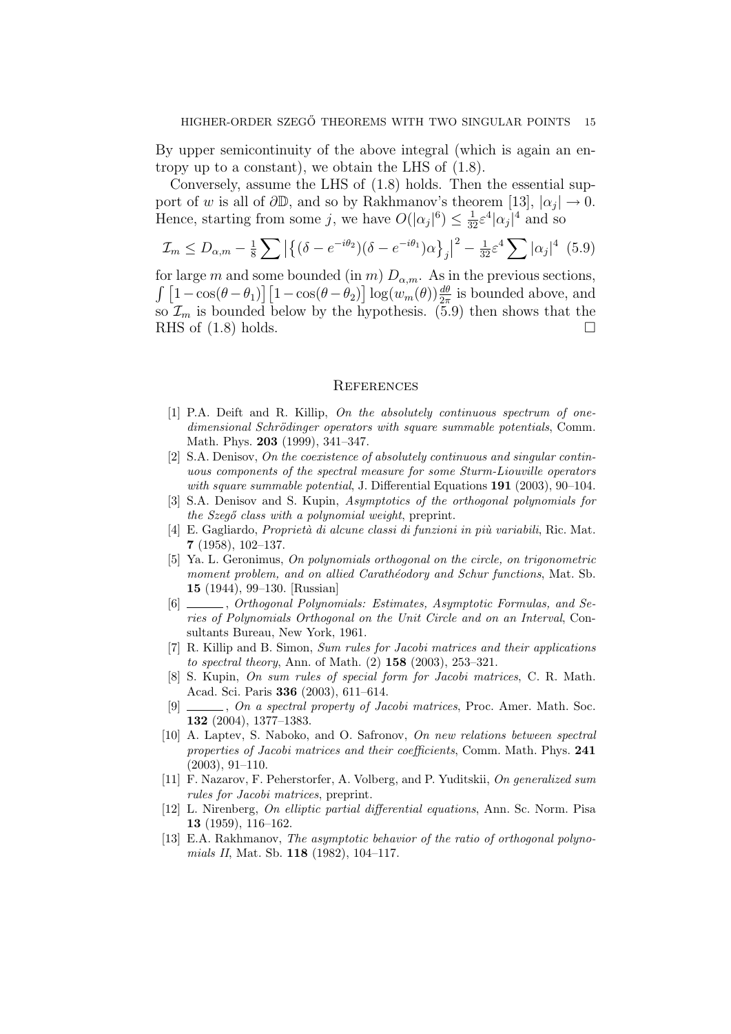By upper semicontinuity of the above integral (which is again an entropy up to a constant), we obtain the LHS of (1.8).

Conversely, assume the LHS of (1.8) holds. Then the essential support of $w$ is all of $\partial\mathbb{D}$, and so by Rakhmanov's theorem [13], $|\alpha_j| \to 0$. Hence, starting from some $j$, we have $O(|\alpha_j|^6) \leq \frac{1}{32}\varepsilon^4 |\alpha_j|^4$ and so

$$\mathcal{I}_m \leq D_{\alpha,m} - \tfrac{1}{8} \sum \left| \left\{ (\delta - e^{-i\theta_2})(\delta - e^{-i\theta_1})\alpha \right\}_j \right|^2 - \tfrac{1}{32}\varepsilon^4 \sum |\alpha_j|^4 \quad (5.9)$$

for large $m$ and some bounded (in $m$) $D_{\alpha,m}$. As in the previous sections, $\int \left[1 - \cos(\theta - \theta_1)\right]\left[1 - \cos(\theta - \theta_2)\right] \log(w_m(\theta)) \frac{d\theta}{2\pi}$ is bounded above, and so $\mathcal{I}_m$ is bounded below by the hypothesis. (5.9) then shows that the RHS of (1.8) holds. $\square$

## References

[1] P.A. Deift and R. Killip, *On the absolutely continuous spectrum of one-dimensional Schrödinger operators with square summable potentials*, Comm. Math. Phys. **203** (1999), 341–347.

[2] S.A. Denisov, *On the coexistence of absolutely continuous and singular continuous components of the spectral measure for some Sturm-Liouville operators with square summable potential*, J. Differential Equations **191** (2003), 90–104.

[3] S.A. Denisov and S. Kupin, *Asymptotics of the orthogonal polynomials for the Szegő class with a polynomial weight*, preprint.

[4] E. Gagliardo, *Proprietà di alcune classi di funzioni in più variabili*, Ric. Mat. **7** (1958), 102–137.

[5] Ya. L. Geronimus, *On polynomials orthogonal on the circle, on trigonometric moment problem, and on allied Carathéodory and Schur functions*, Mat. Sb. **15** (1944), 99–130. [Russian]

[6] ______, *Orthogonal Polynomials: Estimates, Asymptotic Formulas, and Series of Polynomials Orthogonal on the Unit Circle and on an Interval*, Consultants Bureau, New York, 1961.

[7] R. Killip and B. Simon, *Sum rules for Jacobi matrices and their applications to spectral theory*, Ann. of Math. (2) **158** (2003), 253–321.

[8] S. Kupin, *On sum rules of special form for Jacobi matrices*, C. R. Math. Acad. Sci. Paris **336** (2003), 611–614.

[9] ______, *On a spectral property of Jacobi matrices*, Proc. Amer. Math. Soc. **132** (2004), 1377–1383.

[10] A. Laptev, S. Naboko, and O. Safronov, *On new relations between spectral properties of Jacobi matrices and their coefficients*, Comm. Math. Phys. **241** (2003), 91–110.

[11] F. Nazarov, F. Peherstorfer, A. Volberg, and P. Yuditskii, *On generalized sum rules for Jacobi matrices*, preprint.

[12] L. Nirenberg, *On elliptic partial differential equations*, Ann. Sc. Norm. Pisa **13** (1959), 116–162.

[13] E.A. Rakhmanov, *The asymptotic behavior of the ratio of orthogonal polynomials II*, Mat. Sb. **118** (1982), 104–117.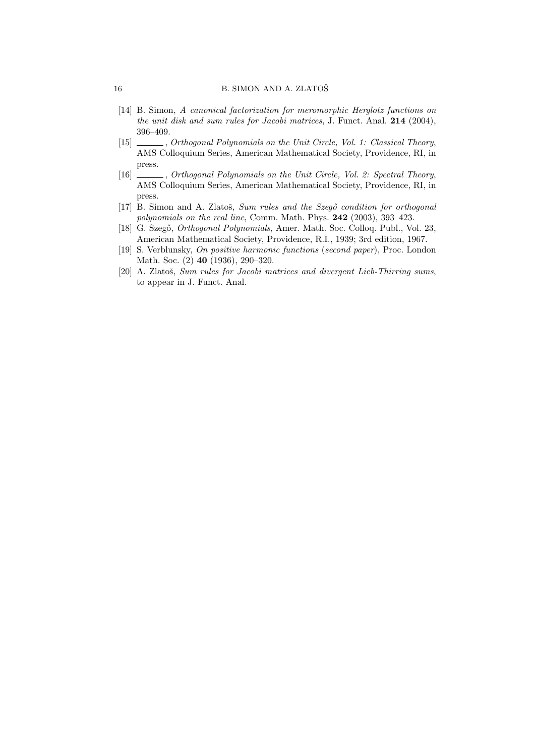[14] B. Simon, *A canonical factorization for meromorphic Herglotz functions on the unit disk and sum rules for Jacobi matrices*, J. Funct. Anal. **214** (2004), 396–409.

[15] ______, *Orthogonal Polynomials on the Unit Circle, Vol. 1: Classical Theory*, AMS Colloquium Series, American Mathematical Society, Providence, RI, in press.

[16] ______, *Orthogonal Polynomials on the Unit Circle, Vol. 2: Spectral Theory*, AMS Colloquium Series, American Mathematical Society, Providence, RI, in press.

[17] B. Simon and A. Zlatoš, *Sum rules and the Szegő condition for orthogonal polynomials on the real line*, Comm. Math. Phys. **242** (2003), 393–423.

[18] G. Szegő, *Orthogonal Polynomials*, Amer. Math. Soc. Colloq. Publ., Vol. 23, American Mathematical Society, Providence, R.I., 1939; 3rd edition, 1967.

[19] S. Verblunsky, *On positive harmonic functions* (*second paper*), Proc. London Math. Soc. (2) **40** (1936), 290–320.

[20] A. Zlatoš, *Sum rules for Jacobi matrices and divergent Lieb-Thirring sums*, to appear in J. Funct. Anal.